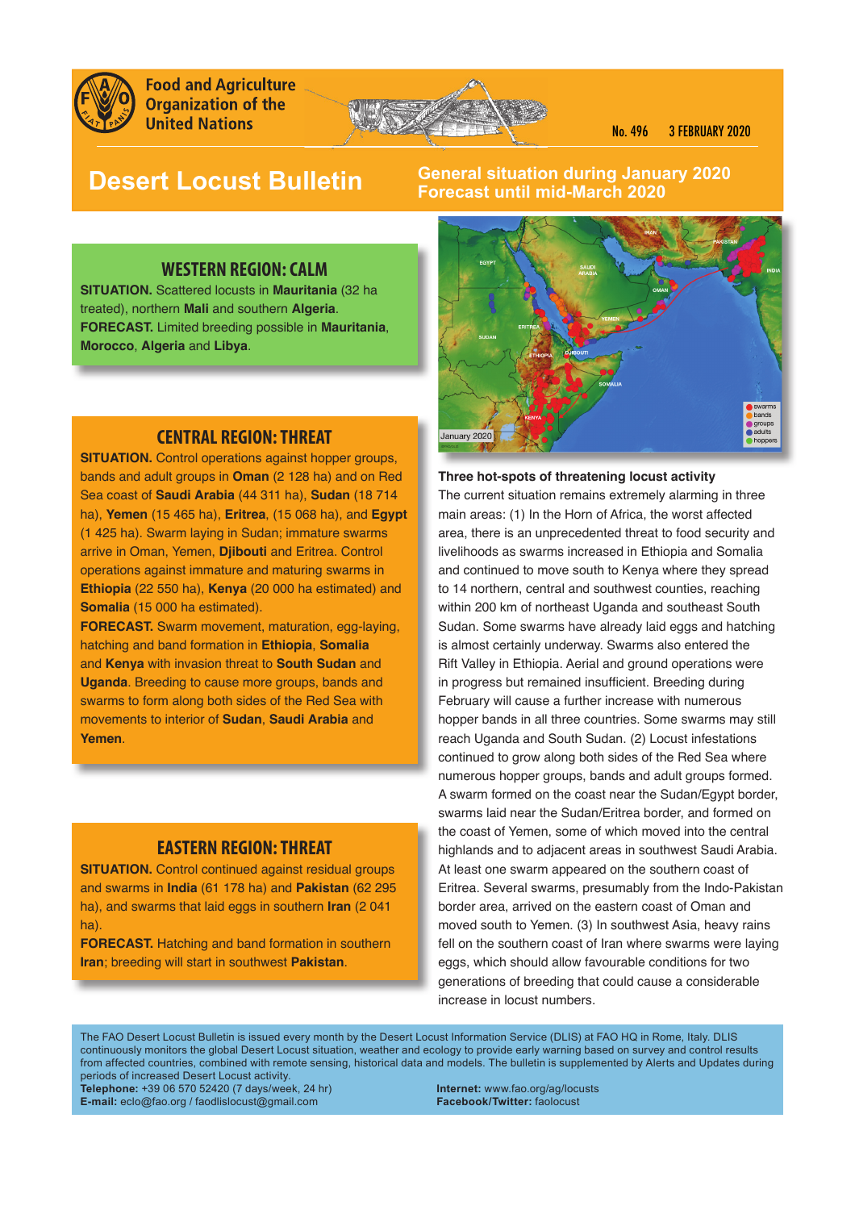Food and Agriculture Organization of the United Nations

No. 496 3 FEBRUARY 2020

# Desert Locust Bulletin

**General situation during January 2020**
**Forecast until mid-March 2020**

## WESTERN REGION: CALM

**SITUATION.** Scattered locusts in **Mauritania** (32 ha treated), northern **Mali** and southern **Algeria**.

**FORECAST.** Limited breeding possible in **Mauritania**, **Morocco**, **Algeria** and **Libya**.

## CENTRAL REGION: THREAT

**SITUATION.** Control operations against hopper groups, bands and adult groups in **Oman** (2 128 ha) and on Red Sea coast of **Saudi Arabia** (44 311 ha), **Sudan** (18 714 ha), **Yemen** (15 465 ha), **Eritrea**, (15 068 ha), and **Egypt** (1 425 ha). Swarm laying in Sudan; immature swarms arrive in Oman, Yemen, **Djibouti** and Eritrea. Control operations against immature and maturing swarms in **Ethiopia** (22 550 ha), **Kenya** (20 000 ha estimated) and **Somalia** (15 000 ha estimated).

**FORECAST.** Swarm movement, maturation, egg-laying, hatching and band formation in **Ethiopia**, **Somalia** and **Kenya** with invasion threat to **South Sudan** and **Uganda**. Breeding to cause more groups, bands and swarms to form along both sides of the Red Sea with movements to interior of **Sudan**, **Saudi Arabia** and **Yemen**.

## EASTERN REGION: THREAT

**SITUATION.** Control continued against residual groups and swarms in **India** (61 178 ha) and **Pakistan** (62 295 ha), and swarms that laid eggs in southern **Iran** (2 041 ha).

**FORECAST.** Hatching and band formation in southern **Iran**; breeding will start in southwest **Pakistan**.

January 2020 — swarms, bands, groups, adults, hoppers

### Three hot-spots of threatening locust activity

The current situation remains extremely alarming in three main areas: (1) In the Horn of Africa, the worst affected area, there is an unprecedented threat to food security and livelihoods as swarms increased in Ethiopia and Somalia and continued to move south to Kenya where they spread to 14 northern, central and southwest counties, reaching within 200 km of northeast Uganda and southeast South Sudan. Some swarms have already laid eggs and hatching is almost certainly underway. Swarms also entered the Rift Valley in Ethiopia. Aerial and ground operations were in progress but remained insufficient. Breeding during February will cause a further increase with numerous hopper bands in all three countries. Some swarms may still reach Uganda and South Sudan. (2) Locust infestations continued to grow along both sides of the Red Sea where numerous hopper groups, bands and adult groups formed. A swarm formed on the coast near the Sudan/Egypt border, swarms laid near the Sudan/Eritrea border, and formed on the coast of Yemen, some of which moved into the central highlands and to adjacent areas in southwest Saudi Arabia. At least one swarm appeared on the southern coast of Eritrea. Several swarms, presumably from the Indo-Pakistan border area, arrived on the eastern coast of Oman and moved south to Yemen. (3) In southwest Asia, heavy rains fell on the southern coast of Iran where swarms were laying eggs, which should allow favourable conditions for two generations of breeding that could cause a considerable increase in locust numbers.

The FAO Desert Locust Bulletin is issued every month by the Desert Locust Information Service (DLIS) at FAO HQ in Rome, Italy. DLIS continuously monitors the global Desert Locust situation, weather and ecology to provide early warning based on survey and control results from affected countries, combined with remote sensing, historical data and models. The bulletin is supplemented by Alerts and Updates during periods of increased Desert Locust activity.

**Telephone:** +39 06 570 52420 (7 days/week, 24 hr)
**E-mail:** eclo@fao.org / faodlislocust@gmail.com
**Internet:** www.fao.org/ag/locusts
**Facebook/Twitter:** faolocust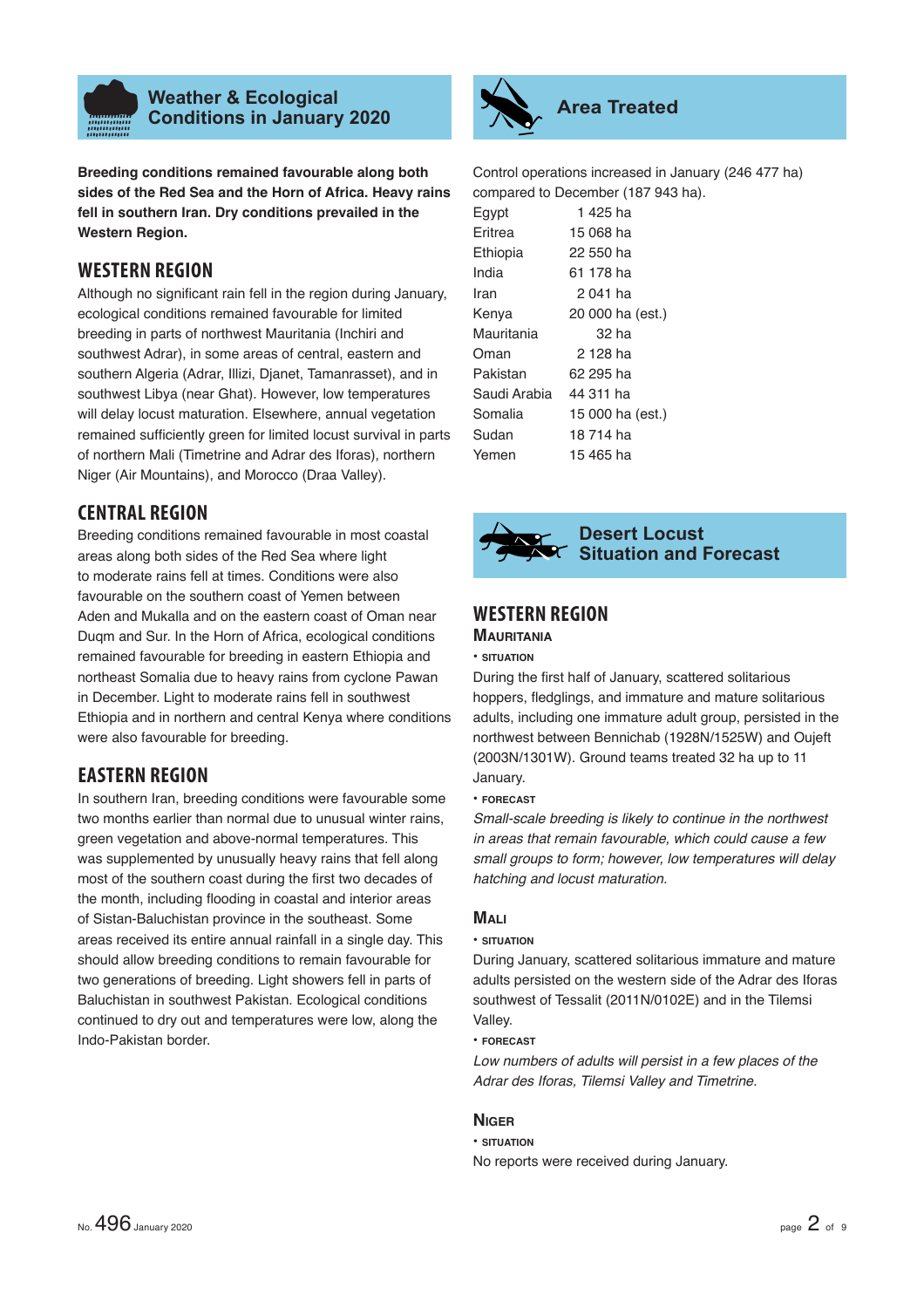## Weather & Ecological Conditions in January 2020

**Breeding conditions remained favourable along both sides of the Red Sea and the Horn of Africa. Heavy rains fell in southern Iran. Dry conditions prevailed in the Western Region.**

### WESTERN REGION

Although no significant rain fell in the region during January, ecological conditions remained favourable for limited breeding in parts of northwest Mauritania (Inchiri and southwest Adrar), in some areas of central, eastern and southern Algeria (Adrar, Illizi, Djanet, Tamanrasset), and in southwest Libya (near Ghat). However, low temperatures will delay locust maturation. Elsewhere, annual vegetation remained sufficiently green for limited locust survival in parts of northern Mali (Timetrine and Adrar des Iforas), northern Niger (Air Mountains), and Morocco (Draa Valley).

### CENTRAL REGION

Breeding conditions remained favourable in most coastal areas along both sides of the Red Sea where light to moderate rains fell at times. Conditions were also favourable on the southern coast of Yemen between Aden and Mukalla and on the eastern coast of Oman near Duqm and Sur. In the Horn of Africa, ecological conditions remained favourable for breeding in eastern Ethiopia and northeast Somalia due to heavy rains from cyclone Pawan in December. Light to moderate rains fell in southwest Ethiopia and in northern and central Kenya where conditions were also favourable for breeding.

### EASTERN REGION

In southern Iran, breeding conditions were favourable some two months earlier than normal due to unusual winter rains, green vegetation and above-normal temperatures. This was supplemented by unusually heavy rains that fell along most of the southern coast during the first two decades of the month, including flooding in coastal and interior areas of Sistan-Baluchistan province in the southeast. Some areas received its entire annual rainfall in a single day. This should allow breeding conditions to remain favourable for two generations of breeding. Light showers fell in parts of Baluchistan in southwest Pakistan. Ecological conditions continued to dry out and temperatures were low, along the Indo-Pakistan border.

## Area Treated

Control operations increased in January (246 477 ha) compared to December (187 943 ha).

| | |
|---|---|
| Egypt | 1 425 ha |
| Eritrea | 15 068 ha |
| Ethiopia | 22 550 ha |
| India | 61 178 ha |
| Iran | 2 041 ha |
| Kenya | 20 000 ha (est.) |
| Mauritania | 32 ha |
| Oman | 2 128 ha |
| Pakistan | 62 295 ha |
| Saudi Arabia | 44 311 ha |
| Somalia | 15 000 ha (est.) |
| Sudan | 18 714 ha |
| Yemen | 15 465 ha |

## Desert Locust Situation and Forecast

### WESTERN REGION

#### MAURITANIA

• SITUATION

During the first half of January, scattered solitarious hoppers, fledglings, and immature and mature solitarious adults, including one immature adult group, persisted in the northwest between Bennichab (1928N/1525W) and Oujeft (2003N/1301W). Ground teams treated 32 ha up to 11 January.

• FORECAST

*Small-scale breeding is likely to continue in the northwest in areas that remain favourable, which could cause a few small groups to form; however, low temperatures will delay hatching and locust maturation.*

#### MALI

• SITUATION

During January, scattered solitarious immature and mature adults persisted on the western side of the Adrar des Iforas southwest of Tessalit (2011N/0102E) and in the Tilemsi Valley.

• FORECAST

*Low numbers of adults will persist in a few places of the Adrar des Iforas, Tilemsi Valley and Timetrine.*

#### NIGER

• SITUATION

No reports were received during January.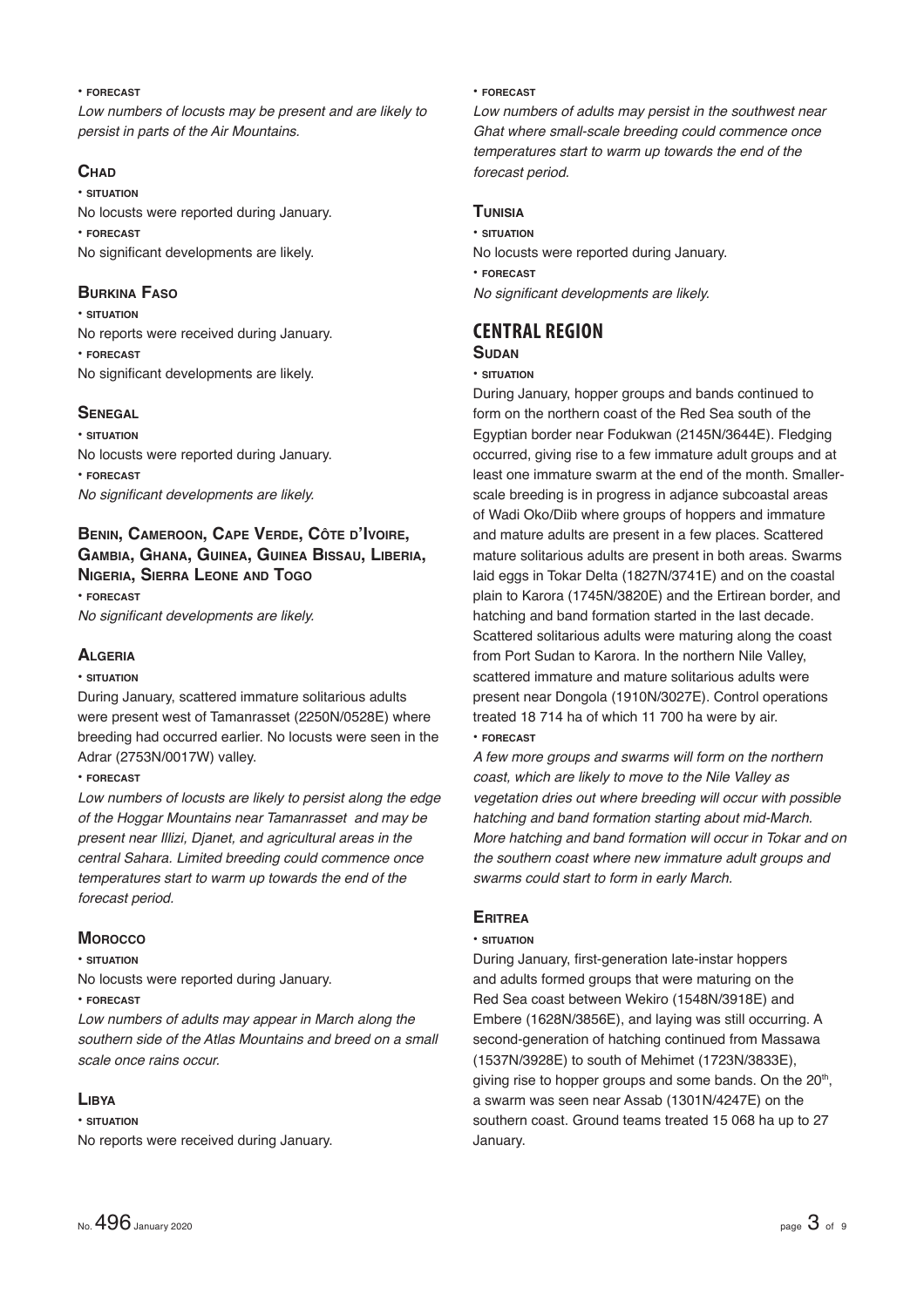• **FORECAST**

*Low numbers of locusts may be present and are likely to persist in parts of the Air Mountains.*

### Chad

• **SITUATION**

No locusts were reported during January.

• **FORECAST**

No significant developments are likely.

### Burkina Faso

• **SITUATION**

No reports were received during January.

• **FORECAST**

No significant developments are likely.

### Senegal

• **SITUATION**

No locusts were reported during January.

• **FORECAST**

*No significant developments are likely.*

### Benin, Cameroon, Cape Verde, Côte d'Ivoire, Gambia, Ghana, Guinea, Guinea Bissau, Liberia, Nigeria, Sierra Leone and Togo

• **FORECAST**

*No significant developments are likely.*

### Algeria

• **SITUATION**

During January, scattered immature solitarious adults were present west of Tamanrasset (2250N/0528E) where breeding had occurred earlier. No locusts were seen in the Adrar (2753N/0017W) valley.

• **FORECAST**

*Low numbers of locusts are likely to persist along the edge of the Hoggar Mountains near Tamanrasset and may be present near Illizi, Djanet, and agricultural areas in the central Sahara. Limited breeding could commence once temperatures start to warm up towards the end of the forecast period.*

### Morocco

• **SITUATION**

No locusts were reported during January.

• **FORECAST**

*Low numbers of adults may appear in March along the southern side of the Atlas Mountains and breed on a small scale once rains occur.*

### Libya

• **SITUATION**

No reports were received during January.

• **FORECAST**

*Low numbers of adults may persist in the southwest near Ghat where small-scale breeding could commence once temperatures start to warm up towards the end of the forecast period.*

### Tunisia

• **SITUATION**

No locusts were reported during January.

• **FORECAST**

*No significant developments are likely.*

## CENTRAL REGION

### Sudan

• **SITUATION**

During January, hopper groups and bands continued to form on the northern coast of the Red Sea south of the Egyptian border near Fodukwan (2145N/3644E). Fledging occurred, giving rise to a few immature adult groups and at least one immature swarm at the end of the month. Smaller-scale breeding is in progress in adjance subcoastal areas of Wadi Oko/Diib where groups of hoppers and immature and mature adults are present in a few places. Scattered mature solitarious adults are present in both areas. Swarms laid eggs in Tokar Delta (1827N/3741E) and on the coastal plain to Karora (1745N/3820E) and the Ertirean border, and hatching and band formation started in the last decade. Scattered solitarious adults were maturing along the coast from Port Sudan to Karora. In the northern Nile Valley, scattered immature and mature solitarious adults were present near Dongola (1910N/3027E). Control operations treated 18 714 ha of which 11 700 ha were by air.

• **FORECAST**

*A few more groups and swarms will form on the northern coast, which are likely to move to the Nile Valley as vegetation dries out where breeding will occur with possible hatching and band formation starting about mid-March. More hatching and band formation will occur in Tokar and on the southern coast where new immature adult groups and swarms could start to form in early March.*

### Eritrea

• **SITUATION**

During January, first-generation late-instar hoppers and adults formed groups that were maturing on the Red Sea coast between Wekiro (1548N/3918E) and Embere (1628N/3856E), and laying was still occurring. A second-generation of hatching continued from Massawa (1537N/3928E) to south of Mehimet (1723N/3833E), giving rise to hopper groups and some bands. On the 20th, a swarm was seen near Assab (1301N/4247E) on the southern coast. Ground teams treated 15 068 ha up to 27 January.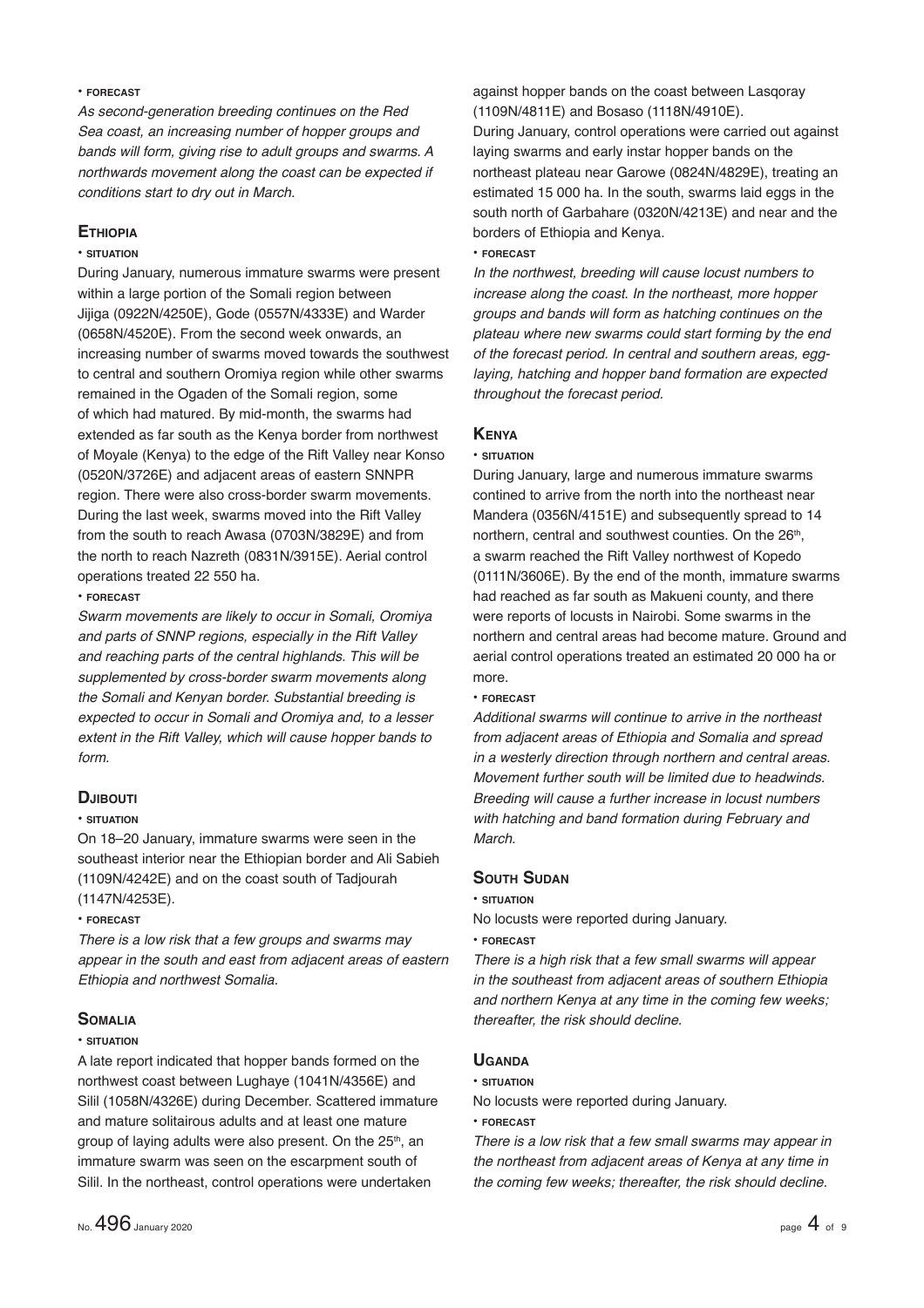• **FORECAST**

*As second-generation breeding continues on the Red Sea coast, an increasing number of hopper groups and bands will form, giving rise to adult groups and swarms. A northwards movement along the coast can be expected if conditions start to dry out in March.*

## Ethiopia

• **SITUATION**

During January, numerous immature swarms were present within a large portion of the Somali region between Jijiga (0922N/4250E), Gode (0557N/4333E) and Warder (0658N/4520E). From the second week onwards, an increasing number of swarms moved towards the southwest to central and southern Oromiya region while other swarms remained in the Ogaden of the Somali region, some of which had matured. By mid-month, the swarms had extended as far south as the Kenya border from northwest of Moyale (Kenya) to the edge of the Rift Valley near Konso (0520N/3726E) and adjacent areas of eastern SNNPR region. There were also cross-border swarm movements. During the last week, swarms moved into the Rift Valley from the south to reach Awasa (0703N/3829E) and from the north to reach Nazreth (0831N/3915E). Aerial control operations treated 22 550 ha.

• **FORECAST**

*Swarm movements are likely to occur in Somali, Oromiya and parts of SNNP regions, especially in the Rift Valley and reaching parts of the central highlands. This will be supplemented by cross-border swarm movements along the Somali and Kenyan border. Substantial breeding is expected to occur in Somali and Oromiya and, to a lesser extent in the Rift Valley, which will cause hopper bands to form.*

## Djibouti

• **SITUATION**

On 18–20 January, immature swarms were seen in the southeast interior near the Ethiopian border and Ali Sabieh (1109N/4242E) and on the coast south of Tadjourah (1147N/4253E).

• **FORECAST**

*There is a low risk that a few groups and swarms may appear in the south and east from adjacent areas of eastern Ethiopia and northwest Somalia.*

## Somalia

• **SITUATION**

A late report indicated that hopper bands formed on the northwest coast between Lughaye (1041N/4356E) and Silil (1058N/4326E) during December. Scattered immature and mature solitairous adults and at least one mature group of laying adults were also present. On the 25th, an immature swarm was seen on the escarpment south of Silil. In the northeast, control operations were undertaken against hopper bands on the coast between Lasqoray (1109N/4811E) and Bosaso (1118N/4910E).

During January, control operations were carried out against laying swarms and early instar hopper bands on the northeast plateau near Garowe (0824N/4829E), treating an estimated 15 000 ha. In the south, swarms laid eggs in the south north of Garbahare (0320N/4213E) and near and the borders of Ethiopia and Kenya.

• **FORECAST**

*In the northwest, breeding will cause locust numbers to increase along the coast. In the northeast, more hopper groups and bands will form as hatching continues on the plateau where new swarms could start forming by the end of the forecast period. In central and southern areas, egg-laying, hatching and hopper band formation are expected throughout the forecast period.*

## Kenya

• **SITUATION**

During January, large and numerous immature swarms contined to arrive from the north into the northeast near Mandera (0356N/4151E) and subsequently spread to 14 northern, central and southwest counties. On the 26th, a swarm reached the Rift Valley northwest of Kopedo (0111N/3606E). By the end of the month, immature swarms had reached as far south as Makueni county, and there were reports of locusts in Nairobi. Some swarms in the northern and central areas had become mature. Ground and aerial control operations treated an estimated 20 000 ha or more.

• **FORECAST**

*Additional swarms will continue to arrive in the northeast from adjacent areas of Ethiopia and Somalia and spread in a westerly direction through northern and central areas. Movement further south will be limited due to headwinds. Breeding will cause a further increase in locust numbers with hatching and band formation during February and March.*

## South Sudan

• **SITUATION**

No locusts were reported during January.

• **FORECAST**

*There is a high risk that a few small swarms will appear in the southeast from adjacent areas of southern Ethiopia and northern Kenya at any time in the coming few weeks; thereafter, the risk should decline.*

## Uganda

• **SITUATION**

No locusts were reported during January.

• **FORECAST**

*There is a low risk that a few small swarms may appear in the northeast from adjacent areas of Kenya at any time in the coming few weeks; thereafter, the risk should decline.*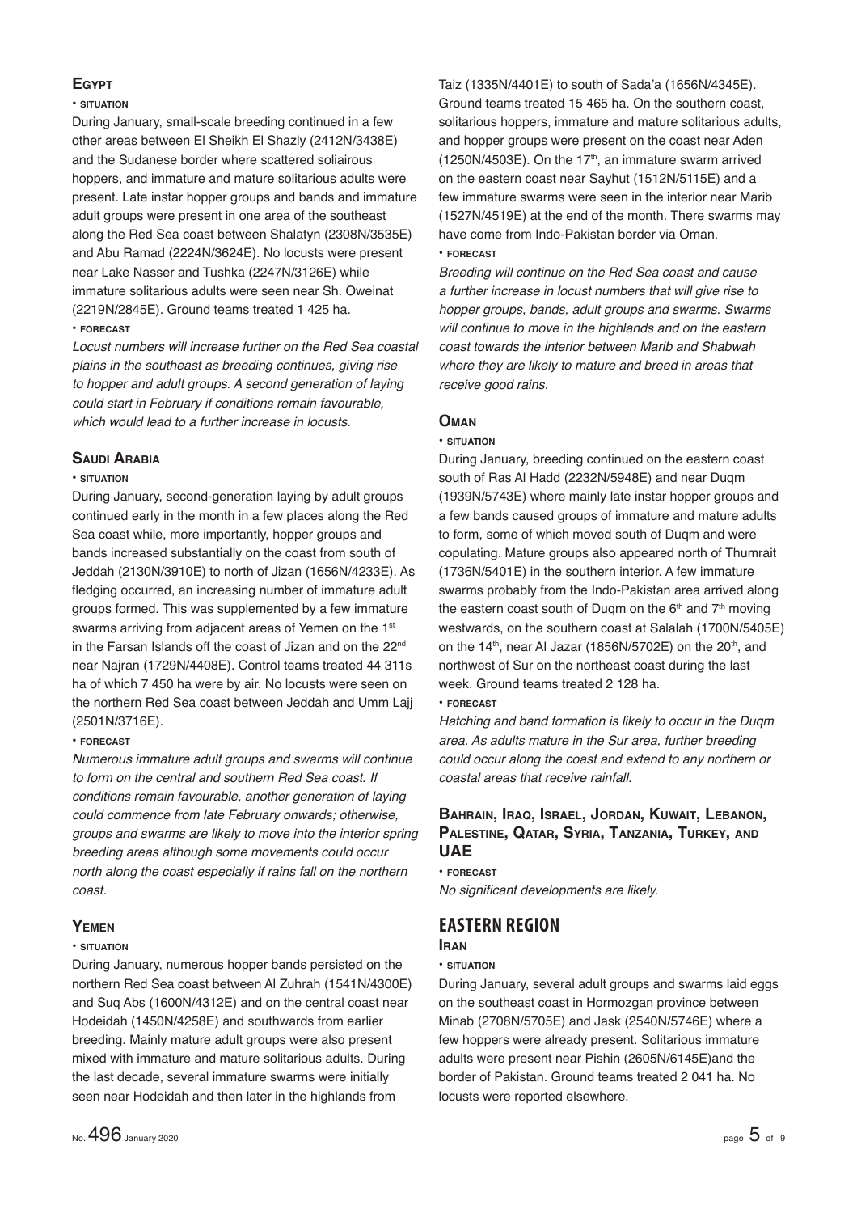### Egypt

• **situation**

During January, small-scale breeding continued in a few other areas between El Sheikh El Shazly (2412N/3438E) and the Sudanese border where scattered soliairous hoppers, and immature and mature solitarious adults were present. Late instar hopper groups and bands and immature adult groups were present in one area of the southeast along the Red Sea coast between Shalatyn (2308N/3535E) and Abu Ramad (2224N/3624E). No locusts were present near Lake Nasser and Tushka (2247N/3126E) while immature solitarious adults were seen near Sh. Oweinat (2219N/2845E). Ground teams treated 1 425 ha.

• **forecast**

*Locust numbers will increase further on the Red Sea coastal plains in the southeast as breeding continues, giving rise to hopper and adult groups. A second generation of laying could start in February if conditions remain favourable, which would lead to a further increase in locusts.*

### Saudi Arabia

• **situation**

During January, second-generation laying by adult groups continued early in the month in a few places along the Red Sea coast while, more importantly, hopper groups and bands increased substantially on the coast from south of Jeddah (2130N/3910E) to north of Jizan (1656N/4233E). As fledging occurred, an increasing number of immature adult groups formed. This was supplemented by a few immature swarms arriving from adjacent areas of Yemen on the 1st in the Farsan Islands off the coast of Jizan and on the 22nd near Najran (1729N/4408E). Control teams treated 44 311s ha of which 7 450 ha were by air. No locusts were seen on the northern Red Sea coast between Jeddah and Umm Lajj (2501N/3716E).

• **forecast**

*Numerous immature adult groups and swarms will continue to form on the central and southern Red Sea coast. If conditions remain favourable, another generation of laying could commence from late February onwards; otherwise, groups and swarms are likely to move into the interior spring breeding areas although some movements could occur north along the coast especially if rains fall on the northern coast.*

### Yemen

• **situation**

During January, numerous hopper bands persisted on the northern Red Sea coast between Al Zuhrah (1541N/4300E) and Suq Abs (1600N/4312E) and on the central coast near Hodeidah (1450N/4258E) and southwards from earlier breeding. Mainly mature adult groups were also present mixed with immature and mature solitarious adults. During the last decade, several immature swarms were initially seen near Hodeidah and then later in the highlands from Taiz (1335N/4401E) to south of Sada'a (1656N/4345E). Ground teams treated 15 465 ha. On the southern coast, solitarious hoppers, immature and mature solitarious adults, and hopper groups were present on the coast near Aden (1250N/4503E). On the 17th, an immature swarm arrived on the eastern coast near Sayhut (1512N/5115E) and a few immature swarms were seen in the interior near Marib (1527N/4519E) at the end of the month. There swarms may have come from Indo-Pakistan border via Oman.

• **forecast**

*Breeding will continue on the Red Sea coast and cause a further increase in locust numbers that will give rise to hopper groups, bands, adult groups and swarms. Swarms will continue to move in the highlands and on the eastern coast towards the interior between Marib and Shabwah where they are likely to mature and breed in areas that receive good rains.*

### Oman

• **situation**

During January, breeding continued on the eastern coast south of Ras Al Hadd (2232N/5948E) and near Duqm (1939N/5743E) where mainly late instar hopper groups and a few bands caused groups of immature and mature adults to form, some of which moved south of Duqm and were copulating. Mature groups also appeared north of Thumrait (1736N/5401E) in the southern interior. A few immature swarms probably from the Indo-Pakistan area arrived along the eastern coast south of Duqm on the 6th and 7th moving westwards, on the southern coast at Salalah (1700N/5405E) on the 14th, near Al Jazar (1856N/5702E) on the 20th, and northwest of Sur on the northeast coast during the last week. Ground teams treated 2 128 ha.

• **forecast**

*Hatching and band formation is likely to occur in the Duqm area. As adults mature in the Sur area, further breeding could occur along the coast and extend to any northern or coastal areas that receive rainfall.*

### Bahrain, Iraq, Israel, Jordan, Kuwait, Lebanon, Palestine, Qatar, Syria, Tanzania, Turkey, and UAE

• **forecast**

*No significant developments are likely.*

## EASTERN REGION

### Iran

• **situation**

During January, several adult groups and swarms laid eggs on the southeast coast in Hormozgan province between Minab (2708N/5705E) and Jask (2540N/5746E) where a few hoppers were already present. Solitarious immature adults were present near Pishin (2605N/6145E)and the border of Pakistan. Ground teams treated 2 041 ha. No locusts were reported elsewhere.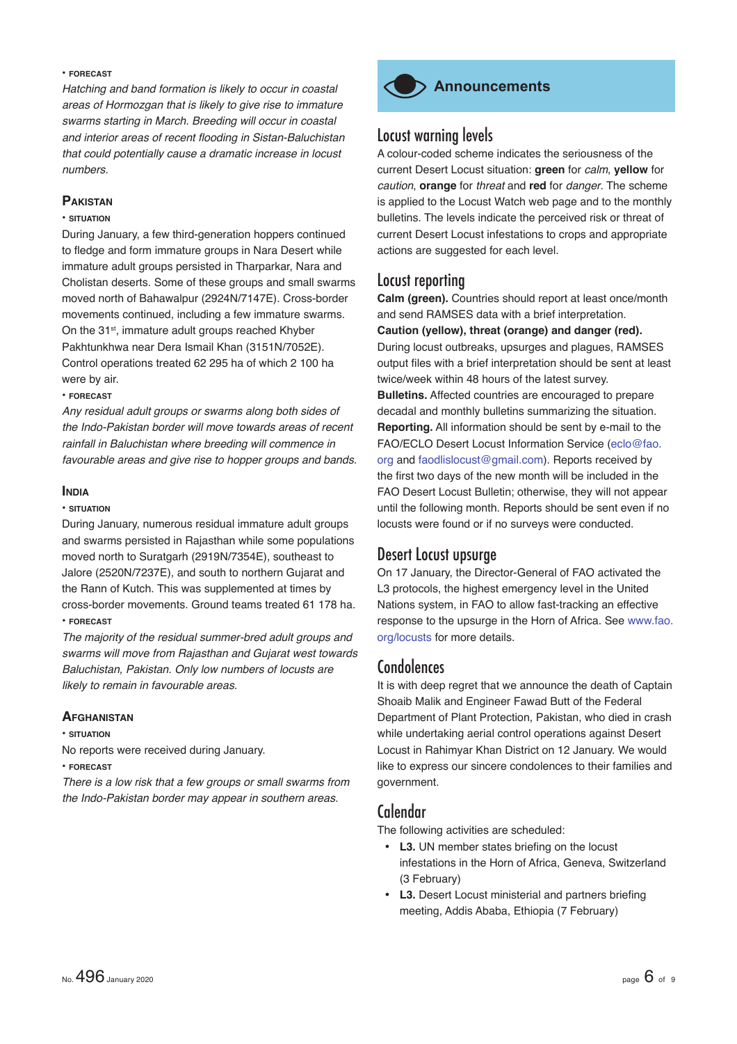• **FORECAST**

*Hatching and band formation is likely to occur in coastal areas of Hormozgan that is likely to give rise to immature swarms starting in March. Breeding will occur in coastal and interior areas of recent flooding in Sistan-Baluchistan that could potentially cause a dramatic increase in locust numbers.*

### Pakistan

• **SITUATION**

During January, a few third-generation hoppers continued to fledge and form immature groups in Nara Desert while immature adult groups persisted in Tharparkar, Nara and Cholistan deserts. Some of these groups and small swarms moved north of Bahawalpur (2924N/7147E). Cross-border movements continued, including a few immature swarms. On the 31st, immature adult groups reached Khyber Pakhtunkhwa near Dera Ismail Khan (3151N/7052E). Control operations treated 62 295 ha of which 2 100 ha were by air.

• **FORECAST**

*Any residual adult groups or swarms along both sides of the Indo-Pakistan border will move towards areas of recent rainfall in Baluchistan where breeding will commence in favourable areas and give rise to hopper groups and bands.*

### India

• **SITUATION**

During January, numerous residual immature adult groups and swarms persisted in Rajasthan while some populations moved north to Suratgarh (2919N/7354E), southeast to Jalore (2520N/7237E), and south to northern Gujarat and the Rann of Kutch. This was supplemented at times by cross-border movements. Ground teams treated 61 178 ha.

• **FORECAST**

*The majority of the residual summer-bred adult groups and swarms will move from Rajasthan and Gujarat west towards Baluchistan, Pakistan. Only low numbers of locusts are likely to remain in favourable areas.*

### Afghanistan

• **SITUATION**

No reports were received during January.

• **FORECAST**

*There is a low risk that a few groups or small swarms from the Indo-Pakistan border may appear in southern areas.*

## Announcements

### Locust warning levels

A colour-coded scheme indicates the seriousness of the current Desert Locust situation: **green** for *calm*, **yellow** for *caution*, **orange** for *threat* and **red** for *danger*. The scheme is applied to the Locust Watch web page and to the monthly bulletins. The levels indicate the perceived risk or threat of current Desert Locust infestations to crops and appropriate actions are suggested for each level.

### Locust reporting

**Calm (green).** Countries should report at least once/month and send RAMSES data with a brief interpretation.

**Caution (yellow), threat (orange) and danger (red).** During locust outbreaks, upsurges and plagues, RAMSES output files with a brief interpretation should be sent at least twice/week within 48 hours of the latest survey.

**Bulletins.** Affected countries are encouraged to prepare decadal and monthly bulletins summarizing the situation.

**Reporting.** All information should be sent by e-mail to the FAO/ECLO Desert Locust Information Service (eclo@fao.org and faodlislocust@gmail.com). Reports received by the first two days of the new month will be included in the FAO Desert Locust Bulletin; otherwise, they will not appear until the following month. Reports should be sent even if no locusts were found or if no surveys were conducted.

### Desert Locust upsurge

On 17 January, the Director-General of FAO activated the L3 protocols, the highest emergency level in the United Nations system, in FAO to allow fast-tracking an effective response to the upsurge in the Horn of Africa. See www.fao.org/locusts for more details.

### Condolences

It is with deep regret that we announce the death of Captain Shoaib Malik and Engineer Fawad Butt of the Federal Department of Plant Protection, Pakistan, who died in crash while undertaking aerial control operations against Desert Locust in Rahimyar Khan District on 12 January. We would like to express our sincere condolences to their families and government.

### Calendar

The following activities are scheduled:

- **L3.** UN member states briefing on the locust infestations in the Horn of Africa, Geneva, Switzerland (3 February)
- **L3.** Desert Locust ministerial and partners briefing meeting, Addis Ababa, Ethiopia (7 February)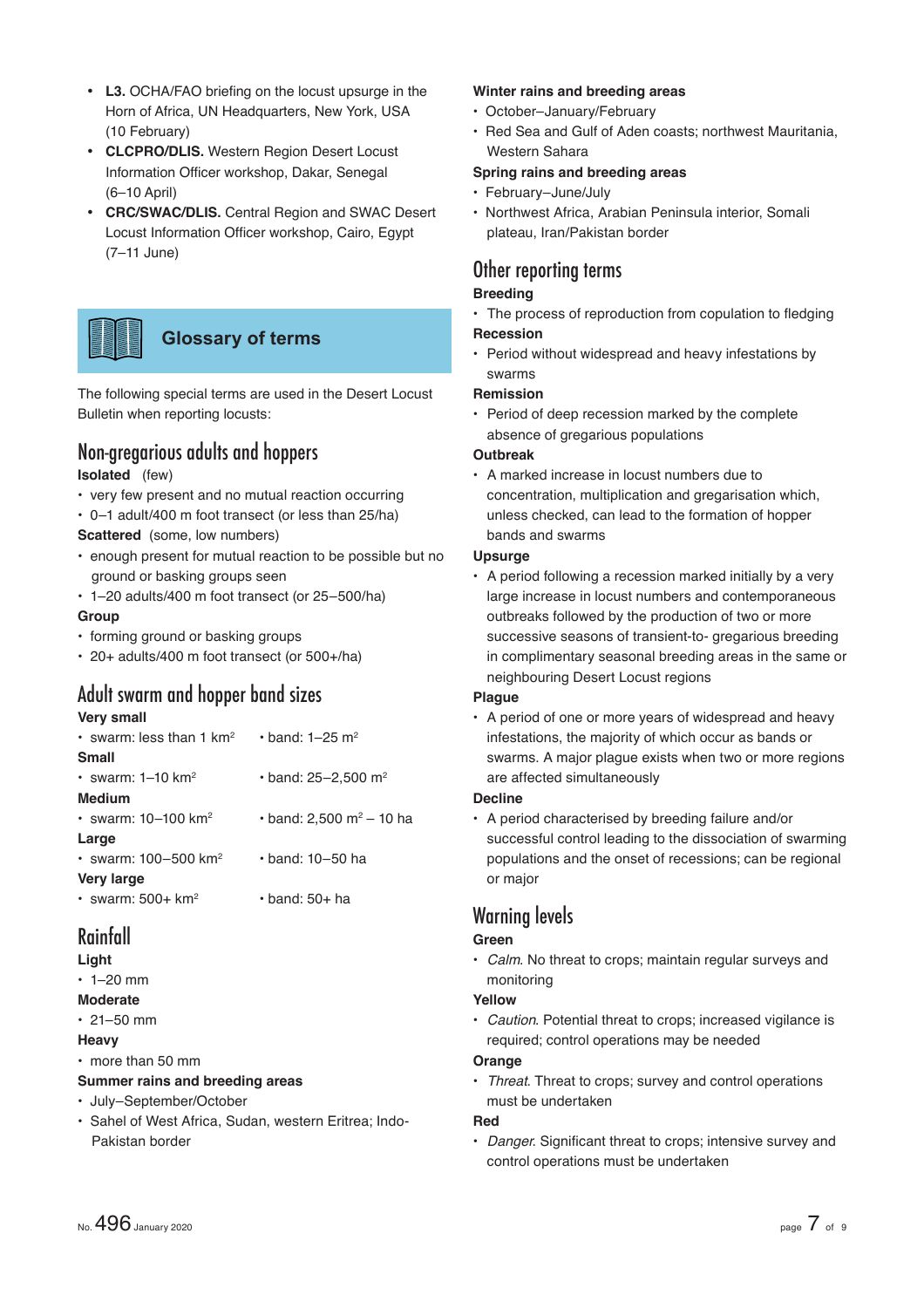- **L3.** OCHA/FAO briefing on the locust upsurge in the Horn of Africa, UN Headquarters, New York, USA (10 February)
- **CLCPRO/DLIS.** Western Region Desert Locust Information Officer workshop, Dakar, Senegal (6–10 April)
- **CRC/SWAC/DLIS.** Central Region and SWAC Desert Locust Information Officer workshop, Cairo, Egypt (7–11 June)

## Glossary of terms

The following special terms are used in the Desert Locust Bulletin when reporting locusts:

### Non-gregarious adults and hoppers

**Isolated** (few)
- very few present and no mutual reaction occurring
- 0–1 adult/400 m foot transect (or less than 25/ha)

**Scattered** (some, low numbers)
- enough present for mutual reaction to be possible but no ground or basking groups seen
- 1–20 adults/400 m foot transect (or 25–500/ha)

**Group**
- forming ground or basking groups
- 20+ adults/400 m foot transect (or 500+/ha)

### Adult swarm and hopper band sizes

**Very small**
- swarm: less than 1 km² • band: 1–25 m²

**Small**
- swarm: 1–10 km² • band: 25–2,500 m²

**Medium**
- swarm: 10–100 km² • band: 2,500 m² – 10 ha

**Large**
- swarm: 100–500 km² • band: 10–50 ha

**Very large**
- swarm: 500+ km² • band: 50+ ha

### Rainfall

**Light**
- 1–20 mm

**Moderate**
- 21–50 mm

**Heavy**
- more than 50 mm

**Summer rains and breeding areas**
- July–September/October
- Sahel of West Africa, Sudan, western Eritrea; Indo-Pakistan border

**Winter rains and breeding areas**
- October–January/February
- Red Sea and Gulf of Aden coasts; northwest Mauritania, Western Sahara

**Spring rains and breeding areas**
- February–June/July
- Northwest Africa, Arabian Peninsula interior, Somali plateau, Iran/Pakistan border

### Other reporting terms

**Breeding**
- The process of reproduction from copulation to fledging

**Recession**
- Period without widespread and heavy infestations by swarms

**Remission**
- Period of deep recession marked by the complete absence of gregarious populations

**Outbreak**
- A marked increase in locust numbers due to concentration, multiplication and gregarisation which, unless checked, can lead to the formation of hopper bands and swarms

**Upsurge**
- A period following a recession marked initially by a very large increase in locust numbers and contemporaneous outbreaks followed by the production of two or more successive seasons of transient-to- gregarious breeding in complimentary seasonal breeding areas in the same or neighbouring Desert Locust regions

**Plague**
- A period of one or more years of widespread and heavy infestations, the majority of which occur as bands or swarms. A major plague exists when two or more regions are affected simultaneously

**Decline**
- A period characterised by breeding failure and/or successful control leading to the dissociation of swarming populations and the onset of recessions; can be regional or major

### Warning levels

**Green**
- *Calm*. No threat to crops; maintain regular surveys and monitoring

**Yellow**
- *Caution*. Potential threat to crops; increased vigilance is required; control operations may be needed

**Orange**
- *Threat*. Threat to crops; survey and control operations must be undertaken

**Red**
- *Danger*. Significant threat to crops; intensive survey and control operations must be undertaken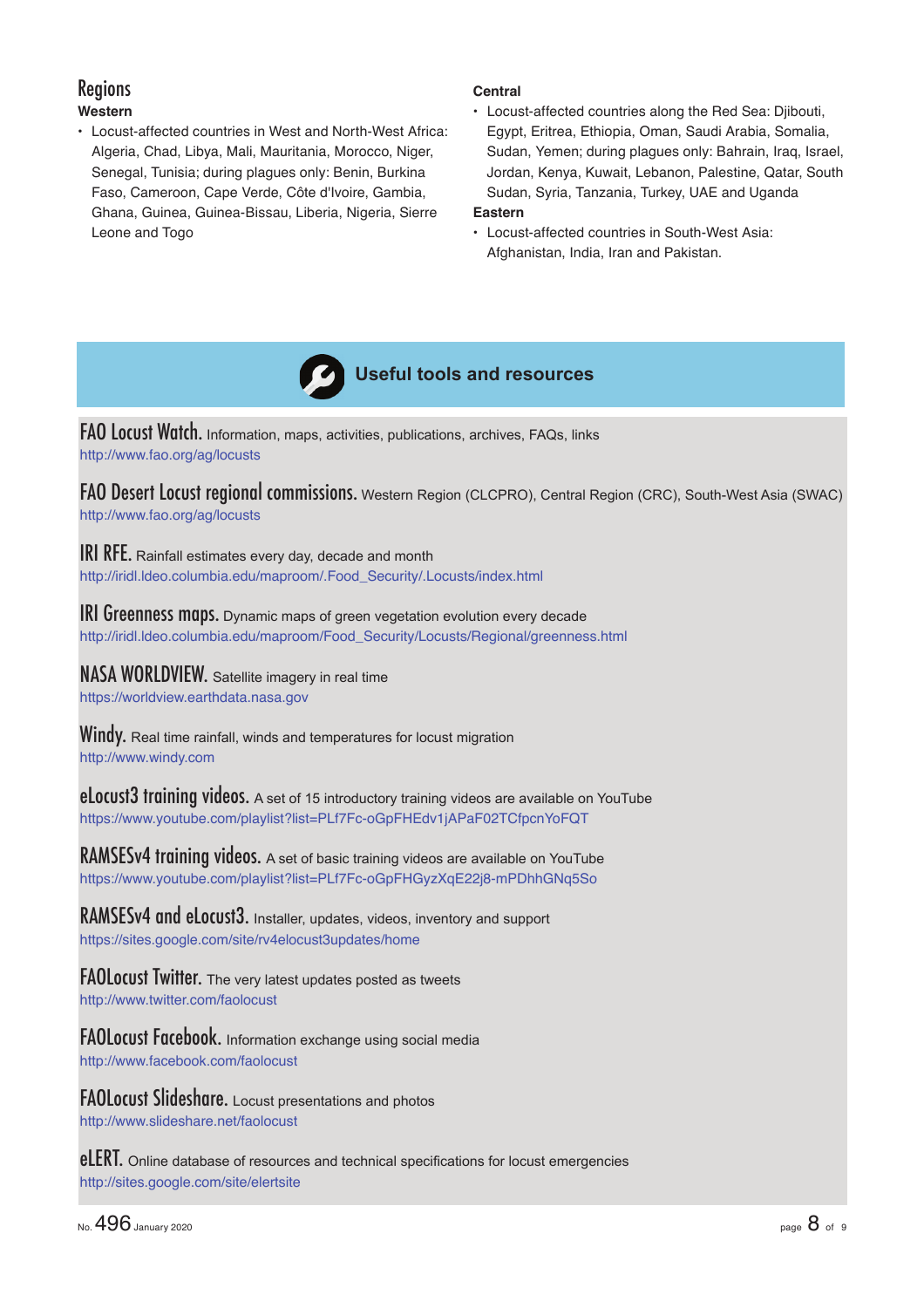## Regions

**Western**

- Locust-affected countries in West and North-West Africa: Algeria, Chad, Libya, Mali, Mauritania, Morocco, Niger, Senegal, Tunisia; during plagues only: Benin, Burkina Faso, Cameroon, Cape Verde, Côte d'Ivoire, Gambia, Ghana, Guinea, Guinea-Bissau, Liberia, Nigeria, Sierre Leone and Togo

**Central**

- Locust-affected countries along the Red Sea: Djibouti, Egypt, Eritrea, Ethiopia, Oman, Saudi Arabia, Somalia, Sudan, Yemen; during plagues only: Bahrain, Iraq, Israel, Jordan, Kenya, Kuwait, Lebanon, Palestine, Qatar, South Sudan, Syria, Tanzania, Turkey, UAE and Uganda

**Eastern**

- Locust-affected countries in South-West Asia: Afghanistan, India, Iran and Pakistan.

## Useful tools and resources

**FAO Locust Watch.** Information, maps, activities, publications, archives, FAQs, links
http://www.fao.org/ag/locusts

**FAO Desert Locust regional commissions.** Western Region (CLCPRO), Central Region (CRC), South-West Asia (SWAC)
http://www.fao.org/ag/locusts

**IRI RFE.** Rainfall estimates every day, decade and month
http://iridl.ldeo.columbia.edu/maproom/.Food_Security/.Locusts/index.html

**IRI Greenness maps.** Dynamic maps of green vegetation evolution every decade
http://iridl.ldeo.columbia.edu/maproom/Food_Security/Locusts/Regional/greenness.html

**NASA WORLDVIEW.** Satellite imagery in real time
https://worldview.earthdata.nasa.gov

**Windy.** Real time rainfall, winds and temperatures for locust migration
http://www.windy.com

**eLocust3 training videos.** A set of 15 introductory training videos are available on YouTube
https://www.youtube.com/playlist?list=PLf7Fc-oGpFHEdv1jAPaF02TCfpcnYoFQT

**RAMSESv4 training videos.** A set of basic training videos are available on YouTube
https://www.youtube.com/playlist?list=PLf7Fc-oGpFHGyzXqE22j8-mPDhhGNq5So

**RAMSESv4 and eLocust3.** Installer, updates, videos, inventory and support
https://sites.google.com/site/rv4elocust3updates/home

**FAOLocust Twitter.** The very latest updates posted as tweets
http://www.twitter.com/faolocust

**FAOLocust Facebook.** Information exchange using social media
http://www.facebook.com/faolocust

**FAOLocust Slideshare.** Locust presentations and photos
http://www.slideshare.net/faolocust

**eLERT.** Online database of resources and technical specifications for locust emergencies
http://sites.google.com/site/elertsite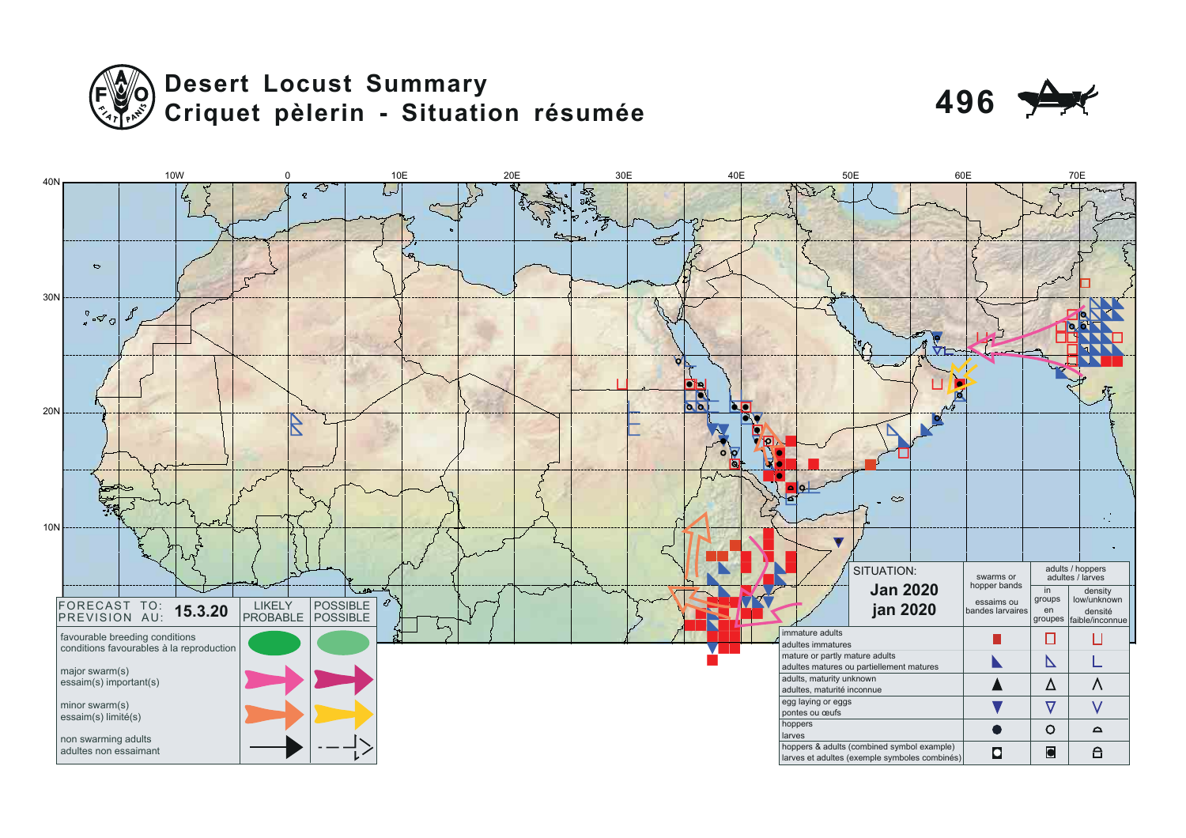# Desert Locust Summary
# Criquet pèlerin - Situation résumée

496

40N 30N 20N 10N

10W 0 10E 20E 30E 40E 50E 60E 70E

FORECAST TO: / PREVISION AU: 15.3.20

| | LIKELY / PROBABLE | POSSIBLE / POSSIBLE |
|---|---|---|
| favourable breeding conditions / conditions favourables à la reproduction | | |
| major swarm(s) / essaim(s) important(s) | | |
| minor swarm(s) / essaim(s) limité(s) | | |
| non swarming adults / adultes non essaimant | | |

SITUATION: Jan 2020 / jan 2020

| | swarms or hopper bands / essaims ou bandes larvaires | adults / hoppers – adultes / larves: in groups / en groupes | adults / hoppers – adultes / larves: density low/unknown / densité faible/inconnue |
|---|---|---|---|
| immature adults / adultes immatures | | | |
| mature or partly mature adults / adultes matures ou partiellement matures | | | |
| adults, maturity unknown / adultes, maturité inconnue | | | |
| egg laying or eggs / pontes ou œufs | | | |
| hoppers / larves | | | |
| hoppers & adults (combined symbol example) / larves et adultes (exemple symboles combinés) | | | |